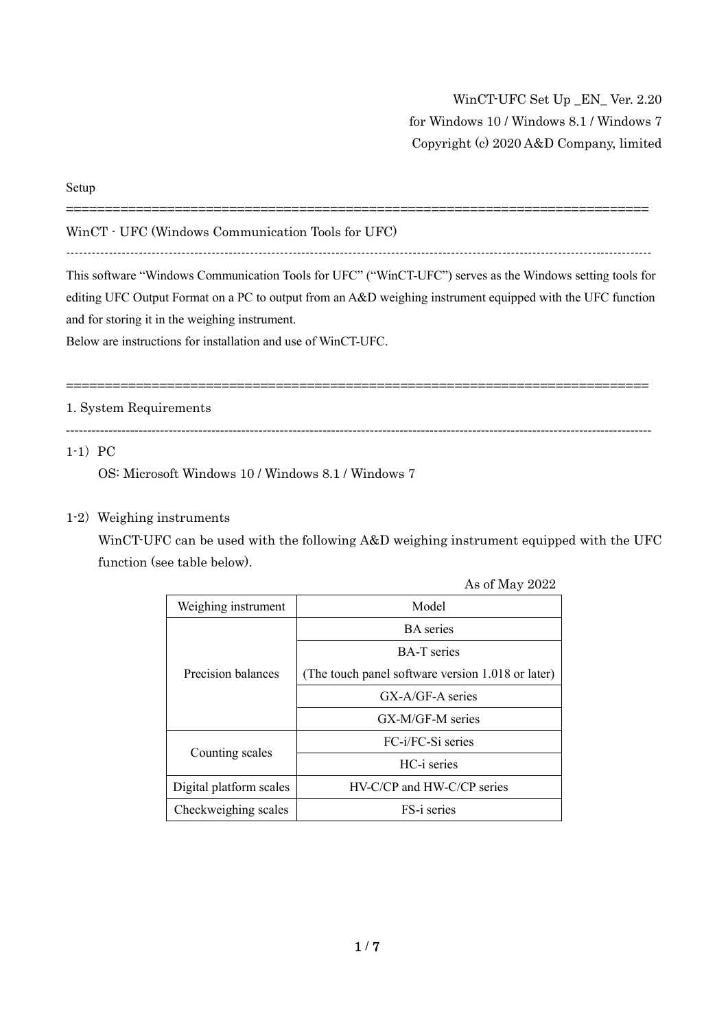WinCT-UFC Set Up _EN_ Ver. 2.20
for Windows 10 / Windows 8.1 / Windows 7
Copyright (c) 2020 A&D Company, limited

Setup

# WinCT - UFC (Windows Communication Tools for UFC)

This software “Windows Communication Tools for UFC” (“WinCT-UFC”) serves as the Windows setting tools for editing UFC Output Format on a PC to output from an A&D weighing instrument equipped with the UFC function and for storing it in the weighing instrument.
Below are instructions for installation and use of WinCT-UFC.

## 1. System Requirements

1-1) PC

OS: Microsoft Windows 10 / Windows 8.1 / Windows 7

1-2) Weighing instruments

WinCT-UFC can be used with the following A&D weighing instrument equipped with the UFC function (see table below).

As of May 2022

| Weighing instrument | Model |
| --- | --- |
| Precision balances | BA series |
| | BA-T series (The touch panel software version 1.018 or later) |
| | GX-A/GF-A series |
| | GX-M/GF-M series |
| Counting scales | FC-i/FC-Si series |
| | HC-i series |
| Digital platform scales | HV-C/CP and HW-C/CP series |
| Checkweighing scales | FS-i series |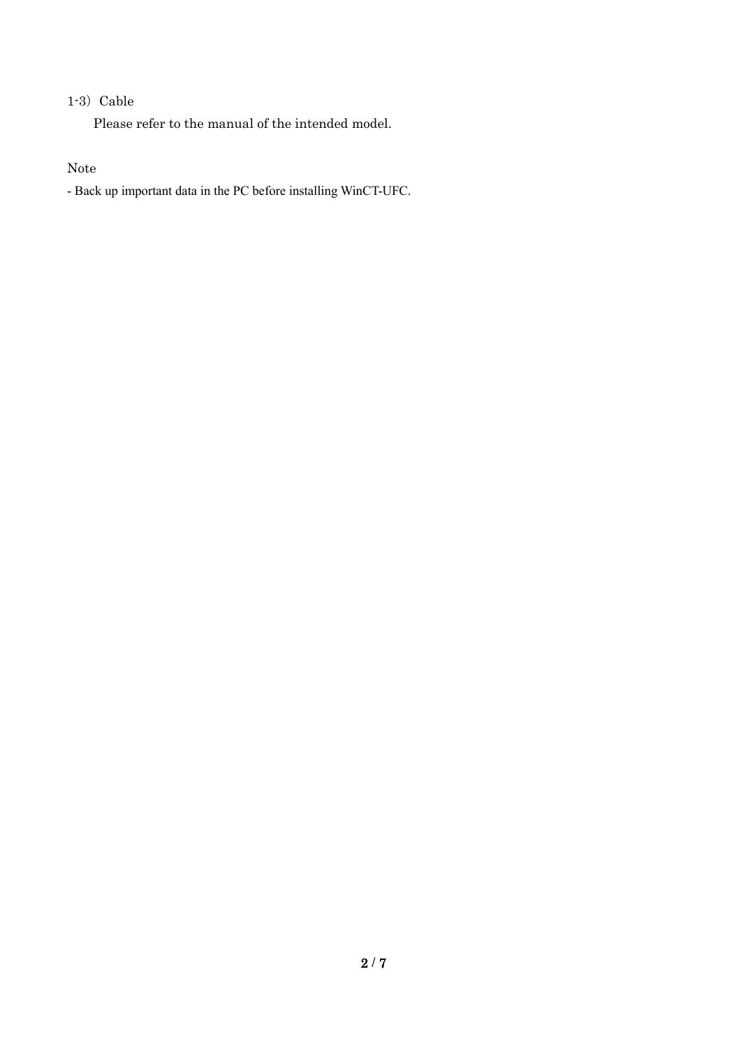1-3）Cable

Please refer to the manual of the intended model.

Note

- Back up important data in the PC before installing WinCT-UFC.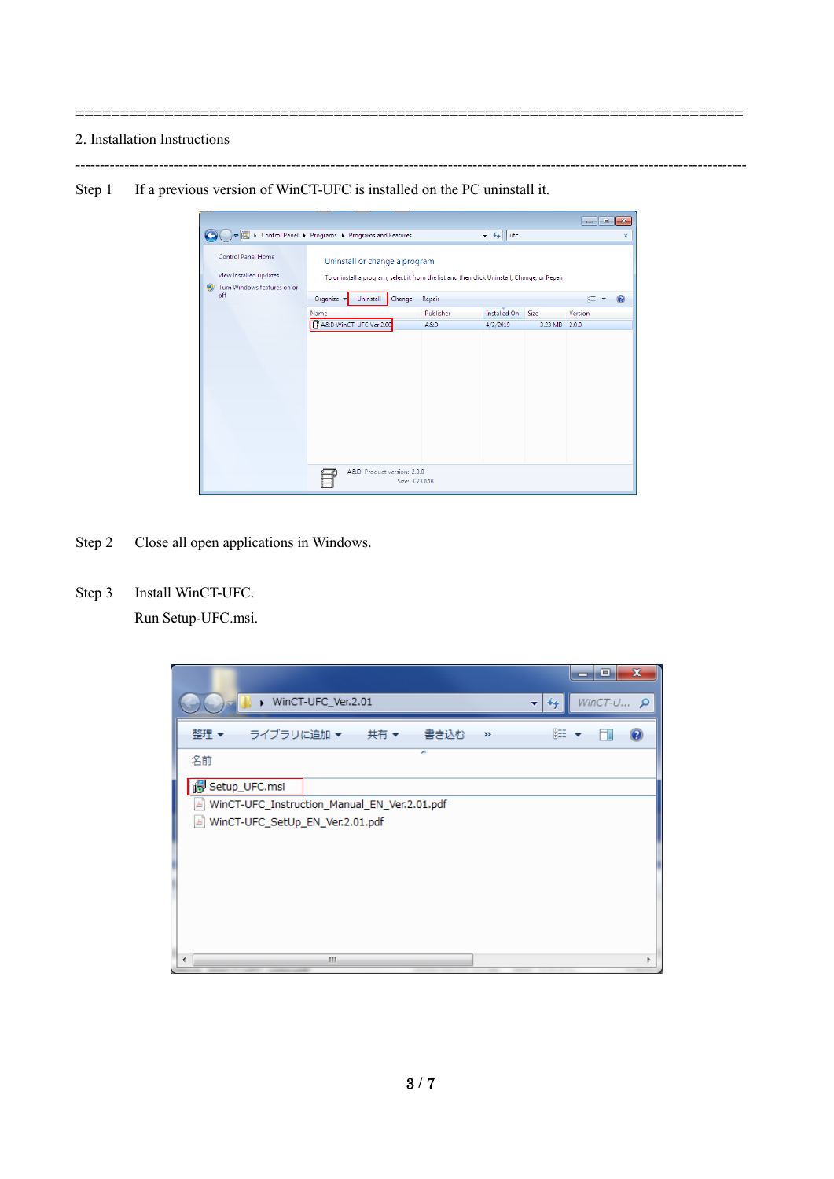================================================================================

2. Installation Instructions

--------------------------------------------------------------------------------

Step 1 If a previous version of WinCT-UFC is installed on the PC uninstall it.

Step 2 Close all open applications in Windows.

Step 3 Install WinCT-UFC.

Run Setup-UFC.msi.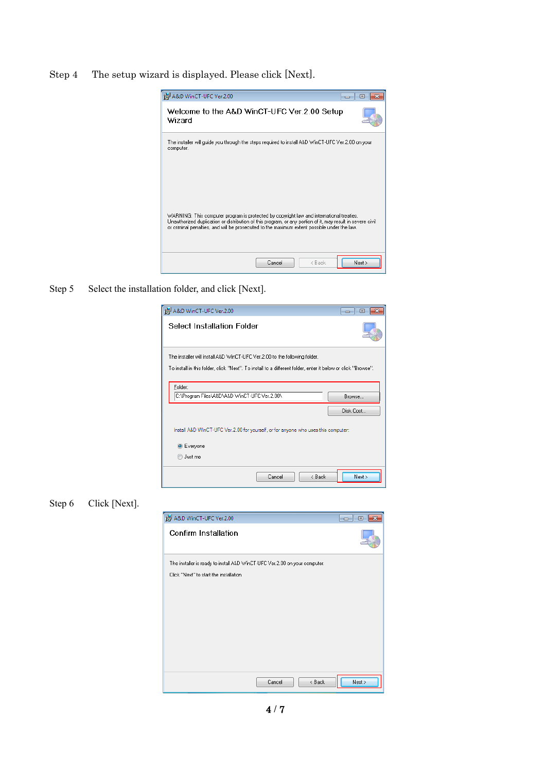Step 4　The setup wizard is displayed. Please click [Next].

A&D WinCT-UFC Ver.2.00

Welcome to the A&D WinCT-UFC Ver.2.00 Setup Wizard

The installer will guide you through the steps required to install A&D WinCT-UFC Ver.2.00 on your computer.

WARNING: This computer program is protected by copyright law and international treaties. Unauthorized duplication or distribution of this program, or any portion of it, may result in severe civil or criminal penalties, and will be prosecuted to the maximum extent possible under the law.

Cancel　< Back　Next >

Step 5　Select the installation folder, and click [Next].

A&D WinCT-UFC Ver.2.00

Select Installation Folder

The installer will install A&D WinCT-UFC Ver.2.00 to the following folder.

To install in this folder, click "Next". To install to a different folder, enter it below or click "Browse".

Folder:
C:\Program Files\A&D\A&D WinCT-UFC Ver.2.00\

Browse...

Disk Cost...

Install A&D WinCT-UFC Ver.2.00 for yourself, or for anyone who uses this computer:

- Everyone
- Just me

Cancel　< Back　Next >

Step 6　Click [Next].

A&D WinCT-UFC Ver.2.00

Confirm Installation

The installer is ready to install A&D WinCT-UFC Ver.2.00 on your computer.

Click "Next" to start the installation.

Cancel　< Back　Next >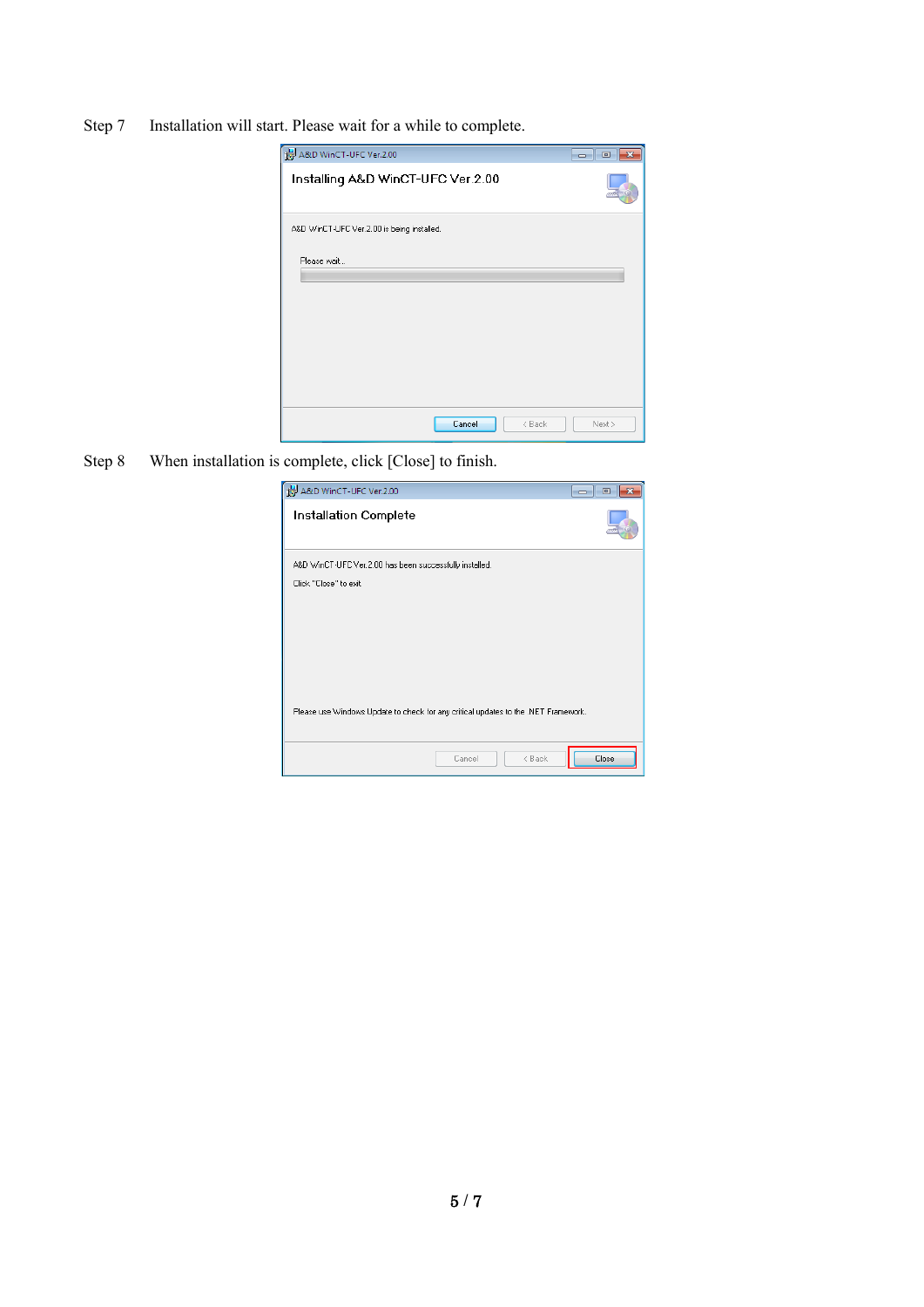Step 7 Installation will start. Please wait for a while to complete.

Step 8 When installation is complete, click [Close] to finish.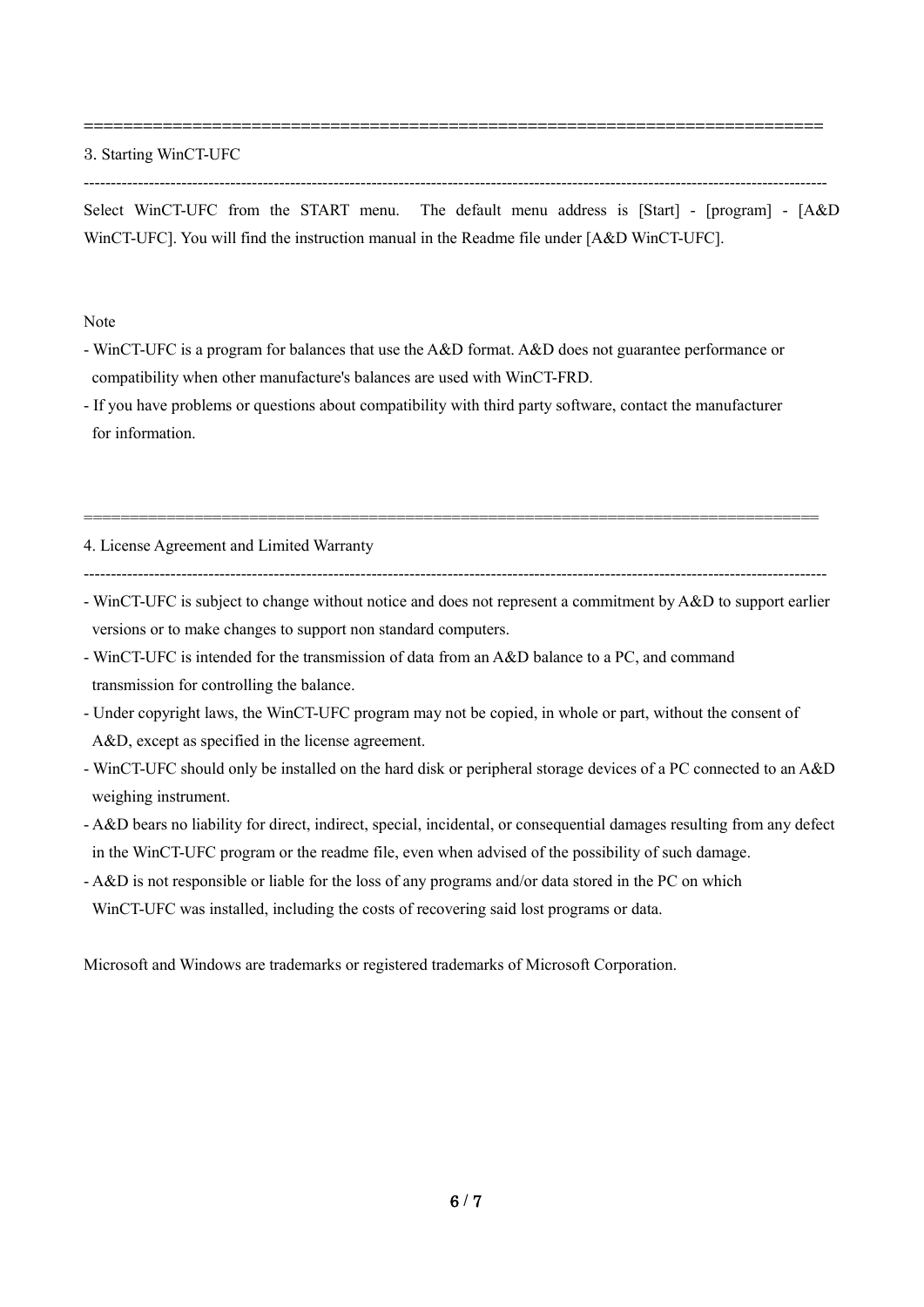## 3. Starting WinCT-UFC

Select WinCT-UFC from the START menu. The default menu address is [Start] - [program] - [A&D WinCT-UFC]. You will find the instruction manual in the Readme file under [A&D WinCT-UFC].

Note

- WinCT-UFC is a program for balances that use the A&D format. A&D does not guarantee performance or compatibility when other manufacture's balances are used with WinCT-FRD.
- If you have problems or questions about compatibility with third party software, contact the manufacturer for information.

## 4. License Agreement and Limited Warranty

- WinCT-UFC is subject to change without notice and does not represent a commitment by A&D to support earlier versions or to make changes to support non standard computers.
- WinCT-UFC is intended for the transmission of data from an A&D balance to a PC, and command transmission for controlling the balance.
- Under copyright laws, the WinCT-UFC program may not be copied, in whole or part, without the consent of A&D, except as specified in the license agreement.
- WinCT-UFC should only be installed on the hard disk or peripheral storage devices of a PC connected to an A&D weighing instrument.
- A&D bears no liability for direct, indirect, special, incidental, or consequential damages resulting from any defect in the WinCT-UFC program or the readme file, even when advised of the possibility of such damage.
- A&D is not responsible or liable for the loss of any programs and/or data stored in the PC on which WinCT-UFC was installed, including the costs of recovering said lost programs or data.

Microsoft and Windows are trademarks or registered trademarks of Microsoft Corporation.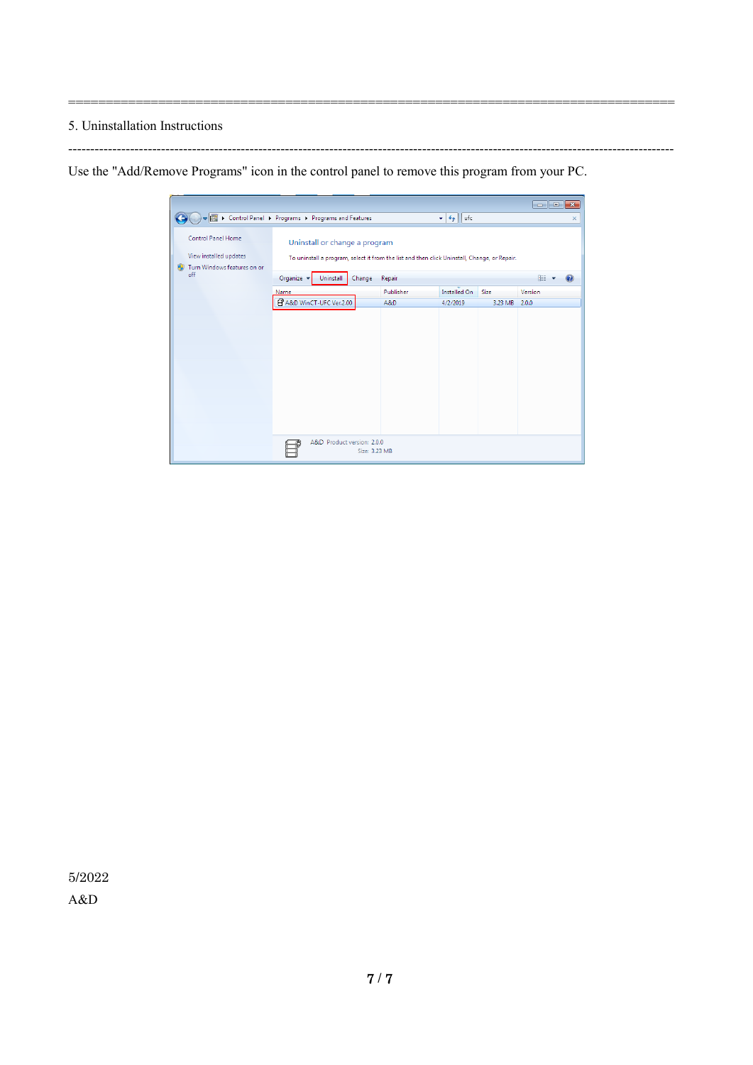================================================================================

5. Uninstallation Instructions

--------------------------------------------------------------------------------

Use the "Add/Remove Programs" icon in the control panel to remove this program from your PC.

5/2022
A&D